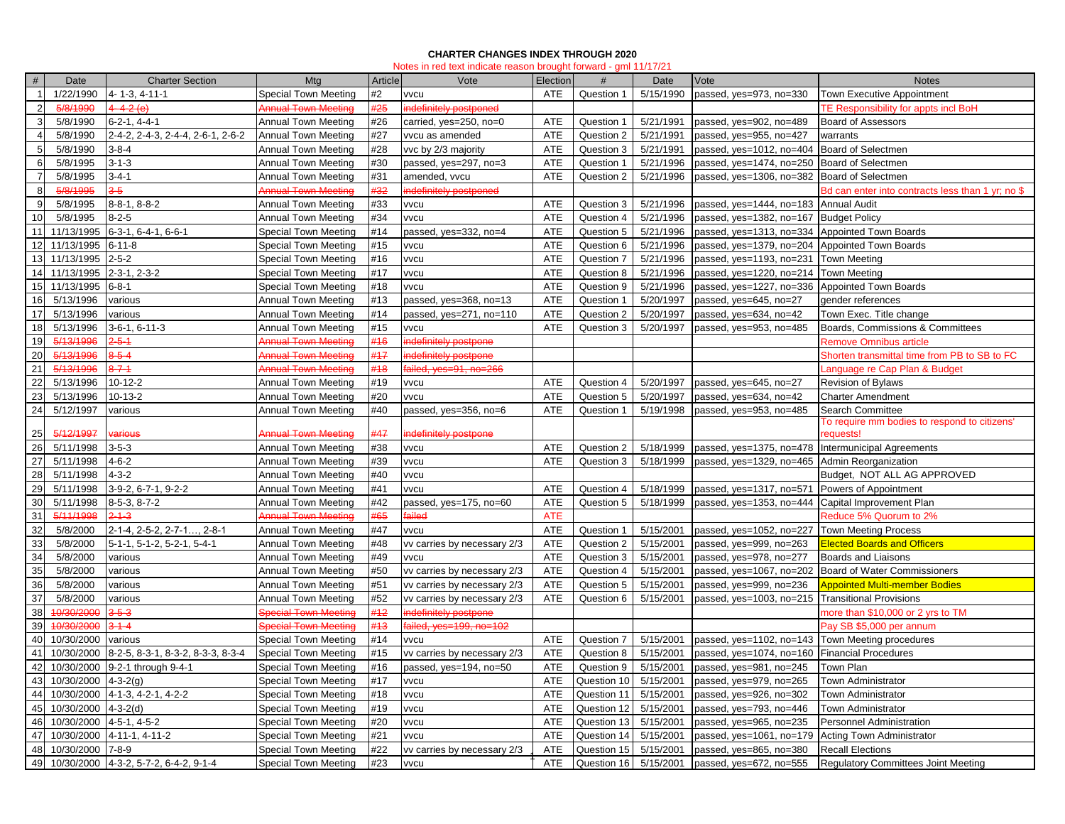**CHARTER CHANGES INDEX THROUGH 2020**

Notes in red text indicate reason brought forward - gml 11/17/21

| # | Date | Charter Section | Mtg | Article | Vote | Election | # | Date | Vote | Notes |
|---|---|---|---|---|---|---|---|---|---|---|
| 1 | 1/22/1990 | 4- 1-3, 4-11-1 | Special Town Meeting | #2 | vvcu | ATE | Question 1 | 5/15/1990 | passed, yes=973, no=330 | Town Executive Appointment |
| 2 | ~~5/8/1990~~ | ~~4- 4-2 (e)~~ | ~~Annual Town Meeting~~ | ~~#25~~ | ~~indefinitely postponed~~ | | | | | TE Responsibility for appts incl BoH |
| 3 | 5/8/1990 | 6-2-1, 4-4-1 | Annual Town Meeting | #26 | carried, yes=250, no=0 | ATE | Question 1 | 5/21/1991 | passed, yes=902, no=489 | Board of Assessors |
| 4 | 5/8/1990 | 2-4-2, 2-4-3, 2-4-4, 2-6-1, 2-6-2 | Annual Town Meeting | #27 | vvcu as amended | ATE | Question 2 | 5/21/1991 | passed, yes=955, no=427 | warrants |
| 5 | 5/8/1990 | 3-8-4 | Annual Town Meeting | #28 | vvc by 2/3 majority | ATE | Question 3 | 5/21/1991 | passed, yes=1012, no=404 | Board of Selectmen |
| 6 | 5/8/1995 | 3-1-3 | Annual Town Meeting | #30 | passed, yes=297, no=3 | ATE | Question 1 | 5/21/1996 | passed, yes=1474, no=250 | Board of Selectmen |
| 7 | 5/8/1995 | 3-4-1 | Annual Town Meeting | #31 | amended, vvcu | ATE | Question 2 | 5/21/1996 | passed, yes=1306, no=382 | Board of Selectmen |
| 8 | ~~5/8/1995~~ | ~~3-5~~ | ~~Annual Town Meeting~~ | ~~#32~~ | ~~indefinitely postponed~~ | | | | | Bd can enter into contracts less than 1 yr; no $ |
| 9 | 5/8/1995 | 8-8-1, 8-8-2 | Annual Town Meeting | #33 | vvcu | ATE | Question 3 | 5/21/1996 | passed, yes=1444, no=183 | Annual Audit |
| 10 | 5/8/1995 | 8-2-5 | Annual Town Meeting | #34 | vvcu | ATE | Question 4 | 5/21/1996 | passed, yes=1382, no=167 | Budget Policy |
| 11 | 11/13/1995 | 6-3-1, 6-4-1, 6-6-1 | Special Town Meeting | #14 | passed, yes=332, no=4 | ATE | Question 5 | 5/21/1996 | passed, yes=1313, no=334 | Appointed Town Boards |
| 12 | 11/13/1995 | 6-11-8 | Special Town Meeting | #15 | vvcu | ATE | Question 6 | 5/21/1996 | passed, yes=1379, no=204 | Appointed Town Boards |
| 13 | 11/13/1995 | 2-5-2 | Special Town Meeting | #16 | vvcu | ATE | Question 7 | 5/21/1996 | passed, yes=1193, no=231 | Town Meeting |
| 14 | 11/13/1995 | 2-3-1, 2-3-2 | Special Town Meeting | #17 | vvcu | ATE | Question 8 | 5/21/1996 | passed, yes=1220, no=214 | Town Meeting |
| 15 | 11/13/1995 | 6-8-1 | Special Town Meeting | #18 | vvcu | ATE | Question 9 | 5/21/1996 | passed, yes=1227, no=336 | Appointed Town Boards |
| 16 | 5/13/1996 | various | Annual Town Meeting | #13 | passed, yes=368, no=13 | ATE | Question 1 | 5/20/1997 | passed, yes=645, no=27 | gender references |
| 17 | 5/13/1996 | various | Annual Town Meeting | #14 | passed, yes=271, no=110 | ATE | Question 2 | 5/20/1997 | passed, yes=634, no=42 | Town Exec. Title change |
| 18 | 5/13/1996 | 3-6-1, 6-11-3 | Annual Town Meeting | #15 | vvcu | ATE | Question 3 | 5/20/1997 | passed, yes=953, no=485 | Boards, Commissions & Committees |
| 19 | ~~5/13/1996~~ | ~~2-5-1~~ | ~~Annual Town Meeting~~ | ~~#16~~ | ~~indefinitely postpone~~ | | | | | Remove Omnibus article |
| 20 | ~~5/13/1996~~ | ~~8-5-4~~ | ~~Annual Town Meeting~~ | ~~#17~~ | ~~indefinitely postpone~~ | | | | | Shorten transmittal time from PB to SB to FC |
| 21 | ~~5/13/1996~~ | ~~8-7-1~~ | ~~Annual Town Meeting~~ | ~~#18~~ | ~~failed, yes=91, no=266~~ | | | | | Language re Cap Plan & Budget |
| 22 | 5/13/1996 | 10-12-2 | Annual Town Meeting | #19 | vvcu | ATE | Question 4 | 5/20/1997 | passed, yes=645, no=27 | Revision of Bylaws |
| 23 | 5/13/1996 | 10-13-2 | Annual Town Meeting | #20 | vvcu | ATE | Question 5 | 5/20/1997 | passed, yes=634, no=42 | Charter Amendment |
| 24 | 5/12/1997 | various | Annual Town Meeting | #40 | passed, yes=356, no=6 | ATE | Question 1 | 5/19/1998 | passed, yes=953, no=485 | Search Committee |
| 25 | ~~5/12/1997~~ | ~~various~~ | ~~Annual Town Meeting~~ | ~~#47~~ | ~~indefinitely postpone~~ | | | | | To require mm bodies to respond to citizens' requests! |
| 26 | 5/11/1998 | 3-5-3 | Annual Town Meeting | #38 | vvcu | ATE | Question 2 | 5/18/1999 | passed, yes=1375, no=478 | Intermunicipal Agreements |
| 27 | 5/11/1998 | 4-6-2 | Annual Town Meeting | #39 | vvcu | ATE | Question 3 | 5/18/1999 | passed, yes=1329, no=465 | Admin Reorganization |
| 28 | 5/11/1998 | 4-3-2 | Annual Town Meeting | #40 | vvcu | | | | | Budget, NOT ALL AG APPROVED |
| 29 | 5/11/1998 | 3-9-2, 6-7-1, 9-2-2 | Annual Town Meeting | #41 | vvcu | ATE | Question 4 | 5/18/1999 | passed, yes=1317, no=571 | Powers of Appointment |
| 30 | 5/11/1998 | 8-5-3, 8-7-2 | Annual Town Meeting | #42 | passed, yes=175, no=60 | ATE | Question 5 | 5/18/1999 | passed, yes=1353, no=444 | Capital Improvement Plan |
| 31 | ~~5/11/1998~~ | ~~2-1-3~~ | ~~Annual Town Meeting~~ | ~~#65~~ | ~~failed~~ | ATE | | | | Reduce 5% Quorum to 2% |
| 32 | 5/8/2000 | 2-1-4, 2-5-2, 2-7-1…, 2-8-1 | Annual Town Meeting | #47 | vvcu | ATE | Question 1 | 5/15/2001 | passed, yes=1052, no=227 | Town Meeting Process |
| 33 | 5/8/2000 | 5-1-1, 5-1-2, 5-2-1, 5-4-1 | Annual Town Meeting | #48 | vv carries by necessary 2/3 | ATE | Question 2 | 5/15/2001 | passed, yes=999, no=263 | Elected Boards and Officers |
| 34 | 5/8/2000 | various | Annual Town Meeting | #49 | vvcu | ATE | Question 3 | 5/15/2001 | passed, yes=978, no=277 | Boards and Liaisons |
| 35 | 5/8/2000 | various | Annual Town Meeting | #50 | vv carries by necessary 2/3 | ATE | Question 4 | 5/15/2001 | passed, yes=1067, no=202 | Board of Water Commissioners |
| 36 | 5/8/2000 | various | Annual Town Meeting | #51 | vv carries by necessary 2/3 | ATE | Question 5 | 5/15/2001 | passed, yes=999, no=236 | Appointed Multi-member Bodies |
| 37 | 5/8/2000 | various | Annual Town Meeting | #52 | vv carries by necessary 2/3 | ATE | Question 6 | 5/15/2001 | passed, yes=1003, no=215 | Transitional Provisions |
| 38 | ~~10/30/2000~~ | ~~3-5-3~~ | ~~Special Town Meeting~~ | ~~#12~~ | ~~indefinitely postpone~~ | | | | | more than $10,000 or 2 yrs to TM |
| 39 | ~~10/30/2000~~ | ~~3-1-4~~ | ~~Special Town Meeting~~ | ~~#13~~ | ~~failed, yes=199, no=102~~ | | | | | Pay SB $5,000 per annum |
| 40 | 10/30/2000 | various | Special Town Meeting | #14 | vvcu | ATE | Question 7 | 5/15/2001 | passed, yes=1102, no=143 | Town Meeting procedures |
| 41 | 10/30/2000 | 8-2-5, 8-3-1, 8-3-2, 8-3-3, 8-3-4 | Special Town Meeting | #15 | vv carries by necessary 2/3 | ATE | Question 8 | 5/15/2001 | passed, yes=1074, no=160 | Financial Procedures |
| 42 | 10/30/2000 | 9-2-1 through 9-4-1 | Special Town Meeting | #16 | passed, yes=194, no=50 | ATE | Question 9 | 5/15/2001 | passed, yes=981, no=245 | Town Plan |
| 43 | 10/30/2000 | 4-3-2(g) | Special Town Meeting | #17 | vvcu | ATE | Question 10 | 5/15/2001 | passed, yes=979, no=265 | Town Administrator |
| 44 | 10/30/2000 | 4-1-3, 4-2-1, 4-2-2 | Special Town Meeting | #18 | vvcu | ATE | Question 11 | 5/15/2001 | passed, yes=926, no=302 | Town Administrator |
| 45 | 10/30/2000 | 4-3-2(d) | Special Town Meeting | #19 | vvcu | ATE | Question 12 | 5/15/2001 | passed, yes=793, no=446 | Town Administrator |
| 46 | 10/30/2000 | 4-5-1, 4-5-2 | Special Town Meeting | #20 | vvcu | ATE | Question 13 | 5/15/2001 | passed, yes=965, no=235 | Personnel Administration |
| 47 | 10/30/2000 | 4-11-1, 4-11-2 | Special Town Meeting | #21 | vvcu | ATE | Question 14 | 5/15/2001 | passed, yes=1061, no=179 | Acting Town Administrator |
| 48 | 10/30/2000 | 7-8-9 | Special Town Meeting | #22 | vv carries by necessary 2/3 | ATE | Question 15 | 5/15/2001 | passed, yes=865, no=380 | Recall Elections |
| 49 | 10/30/2000 | 4-3-2, 5-7-2, 6-4-2, 9-1-4 | Special Town Meeting | #23 | vvcu | ATE | Question 16 | 5/15/2001 | passed, yes=672, no=555 | Regulatory Committees Joint Meeting |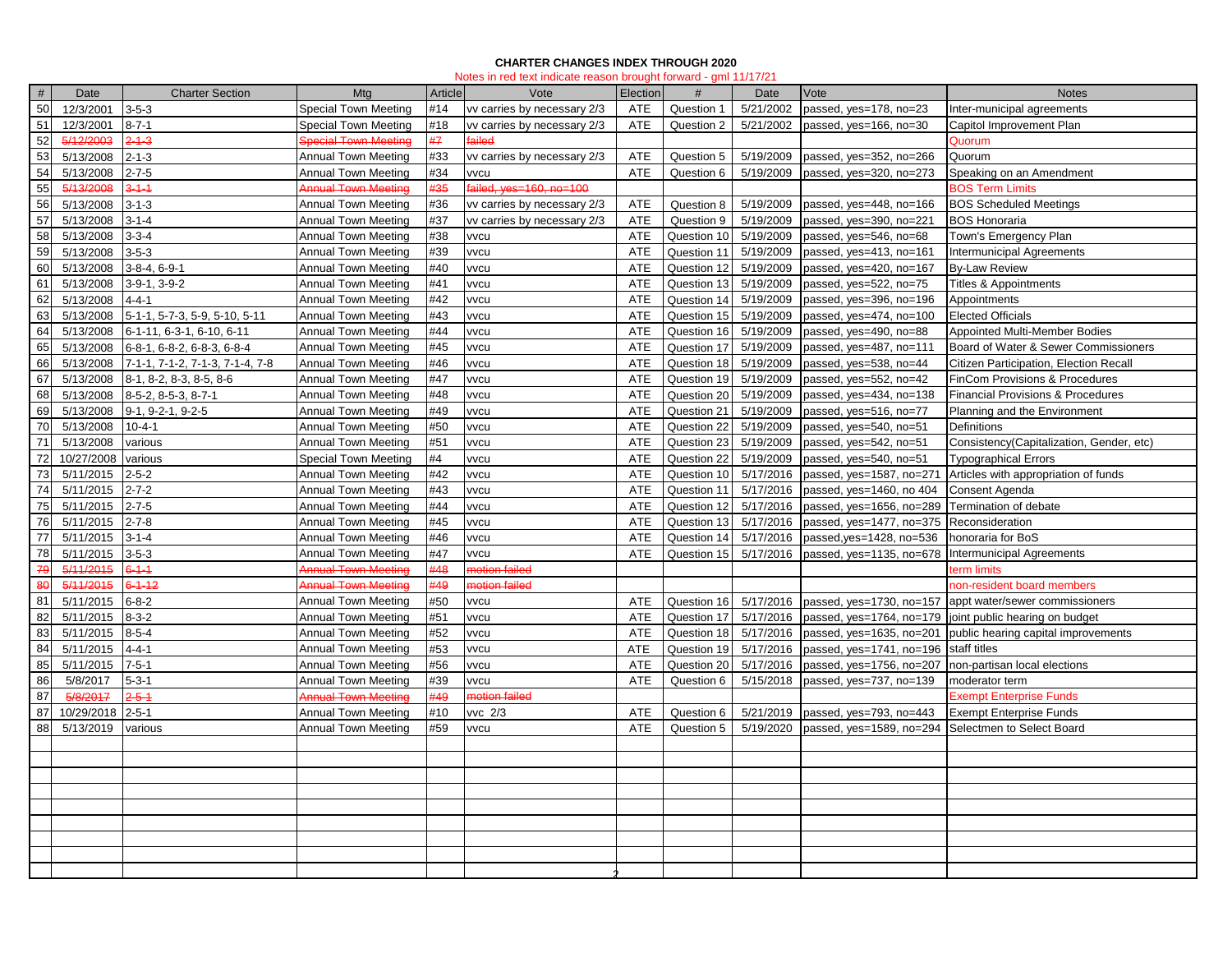**CHARTER CHANGES INDEX THROUGH 2020**

Notes in red text indicate reason brought forward - gml 11/17/21

| # | Date | Charter Section | Mtg | Article | Vote | Election | # | Date | Vote | Notes |
|---|---|---|---|---|---|---|---|---|---|---|
| 50 | 12/3/2001 | 3-5-3 | Special Town Meeting | #14 | vv carries by necessary 2/3 | ATE | Question 1 | 5/21/2002 | passed, yes=178, no=23 | Inter-municipal agreements |
| 51 | 12/3/2001 | 8-7-1 | Special Town Meeting | #18 | vv carries by necessary 2/3 | ATE | Question 2 | 5/21/2002 | passed, yes=166, no=30 | Capitol Improvement Plan |
| 52 | ~~5/12/2003~~ | ~~2-1-3~~ | ~~Special Town Meeting~~ | ~~#7~~ | ~~failed~~ | | | | | Quorum |
| 53 | 5/13/2008 | 2-1-3 | Annual Town Meeting | #33 | vv carries by necessary 2/3 | ATE | Question 5 | 5/19/2009 | passed, yes=352, no=266 | Quorum |
| 54 | 5/13/2008 | 2-7-5 | Annual Town Meeting | #34 | vvcu | ATE | Question 6 | 5/19/2009 | passed, yes=320, no=273 | Speaking on an Amendment |
| 55 | ~~5/13/2008~~ | ~~3-1-1~~ | ~~Annual Town Meeting~~ | ~~#35~~ | ~~failed, yes=160, no=100~~ | | | | | BOS Term Limits |
| 56 | 5/13/2008 | 3-1-3 | Annual Town Meeting | #36 | vv carries by necessary 2/3 | ATE | Question 8 | 5/19/2009 | passed, yes=448, no=166 | BOS Scheduled Meetings |
| 57 | 5/13/2008 | 3-1-4 | Annual Town Meeting | #37 | vv carries by necessary 2/3 | ATE | Question 9 | 5/19/2009 | passed, yes=390, no=221 | BOS Honoraria |
| 58 | 5/13/2008 | 3-3-4 | Annual Town Meeting | #38 | vvcu | ATE | Question 10 | 5/19/2009 | passed, yes=546, no=68 | Town's Emergency Plan |
| 59 | 5/13/2008 | 3-5-3 | Annual Town Meeting | #39 | vvcu | ATE | Question 11 | 5/19/2009 | passed, yes=413, no=161 | Intermunicipal Agreements |
| 60 | 5/13/2008 | 3-8-4, 6-9-1 | Annual Town Meeting | #40 | vvcu | ATE | Question 12 | 5/19/2009 | passed, yes=420, no=167 | By-Law Review |
| 61 | 5/13/2008 | 3-9-1, 3-9-2 | Annual Town Meeting | #41 | vvcu | ATE | Question 13 | 5/19/2009 | passed, yes=522, no=75 | Titles & Appointments |
| 62 | 5/13/2008 | 4-4-1 | Annual Town Meeting | #42 | vvcu | ATE | Question 14 | 5/19/2009 | passed, yes=396, no=196 | Appointments |
| 63 | 5/13/2008 | 5-1-1, 5-7-3, 5-9, 5-10, 5-11 | Annual Town Meeting | #43 | vvcu | ATE | Question 15 | 5/19/2009 | passed, yes=474, no=100 | Elected Officials |
| 64 | 5/13/2008 | 6-1-11, 6-3-1, 6-10, 6-11 | Annual Town Meeting | #44 | vvcu | ATE | Question 16 | 5/19/2009 | passed, yes=490, no=88 | Appointed Multi-Member Bodies |
| 65 | 5/13/2008 | 6-8-1, 6-8-2, 6-8-3, 6-8-4 | Annual Town Meeting | #45 | vvcu | ATE | Question 17 | 5/19/2009 | passed, yes=487, no=111 | Board of Water & Sewer Commissioners |
| 66 | 5/13/2008 | 7-1-1, 7-1-2, 7-1-3, 7-1-4, 7-8 | Annual Town Meeting | #46 | vvcu | ATE | Question 18 | 5/19/2009 | passed, yes=538, no=44 | Citizen Participation, Election Recall |
| 67 | 5/13/2008 | 8-1, 8-2, 8-3, 8-5, 8-6 | Annual Town Meeting | #47 | vvcu | ATE | Question 19 | 5/19/2009 | passed, yes=552, no=42 | FinCom Provisions & Procedures |
| 68 | 5/13/2008 | 8-5-2, 8-5-3, 8-7-1 | Annual Town Meeting | #48 | vvcu | ATE | Question 20 | 5/19/2009 | passed, yes=434, no=138 | Financial Provisions & Procedures |
| 69 | 5/13/2008 | 9-1, 9-2-1, 9-2-5 | Annual Town Meeting | #49 | vvcu | ATE | Question 21 | 5/19/2009 | passed, yes=516, no=77 | Planning and the Environment |
| 70 | 5/13/2008 | 10-4-1 | Annual Town Meeting | #50 | vvcu | ATE | Question 22 | 5/19/2009 | passed, yes=540, no=51 | Definitions |
| 71 | 5/13/2008 | various | Annual Town Meeting | #51 | vvcu | ATE | Question 23 | 5/19/2009 | passed, yes=542, no=51 | Consistency(Capitalization, Gender, etc) |
| 72 | 10/27/2008 | various | Special Town Meeting | #4 | vvcu | ATE | Question 22 | 5/19/2009 | passed, yes=540, no=51 | Typographical Errors |
| 73 | 5/11/2015 | 2-5-2 | Annual Town Meeting | #42 | vvcu | ATE | Question 10 | 5/17/2016 | passed, yes=1587, no=271 | Articles with appropriation of funds |
| 74 | 5/11/2015 | 2-7-2 | Annual Town Meeting | #43 | vvcu | ATE | Question 11 | 5/17/2016 | passed, yes=1460, no 404 | Consent Agenda |
| 75 | 5/11/2015 | 2-7-5 | Annual Town Meeting | #44 | vvcu | ATE | Question 12 | 5/17/2016 | passed, yes=1656, no=289 | Termination of debate |
| 76 | 5/11/2015 | 2-7-8 | Annual Town Meeting | #45 | vvcu | ATE | Question 13 | 5/17/2016 | passed, yes=1477, no=375 | Reconsideration |
| 77 | 5/11/2015 | 3-1-4 | Annual Town Meeting | #46 | vvcu | ATE | Question 14 | 5/17/2016 | passed,yes=1428, no=536 | honoraria for BoS |
| 78 | 5/11/2015 | 3-5-3 | Annual Town Meeting | #47 | vvcu | ATE | Question 15 | 5/17/2016 | passed, yes=1135, no=678 | Intermunicipal Agreements |
| ~~79~~ | ~~5/11/2015~~ | ~~6-1-1~~ | ~~Annual Town Meeting~~ | ~~#48~~ | ~~motion failed~~ | | | | | term limits |
| ~~80~~ | ~~5/11/2015~~ | ~~6-1-12~~ | ~~Annual Town Meeting~~ | ~~#49~~ | ~~motion failed~~ | | | | | non-resident board members |
| 81 | 5/11/2015 | 6-8-2 | Annual Town Meeting | #50 | vvcu | ATE | Question 16 | 5/17/2016 | passed, yes=1730, no=157 | appt water/sewer commissioners |
| 82 | 5/11/2015 | 8-3-2 | Annual Town Meeting | #51 | vvcu | ATE | Question 17 | 5/17/2016 | passed, yes=1764, no=179 | joint public hearing on budget |
| 83 | 5/11/2015 | 8-5-4 | Annual Town Meeting | #52 | vvcu | ATE | Question 18 | 5/17/2016 | passed, yes=1635, no=201 | public hearing capital improvements |
| 84 | 5/11/2015 | 4-4-1 | Annual Town Meeting | #53 | vvcu | ATE | Question 19 | 5/17/2016 | passed, yes=1741, no=196 | staff titles |
| 85 | 5/11/2015 | 7-5-1 | Annual Town Meeting | #56 | vvcu | ATE | Question 20 | 5/17/2016 | passed, yes=1756, no=207 | non-partisan local elections |
| 86 | 5/8/2017 | 5-3-1 | Annual Town Meeting | #39 | vvcu | ATE | Question 6 | 5/15/2018 | passed, yes=737, no=139 | moderator term |
| 87 | ~~5/8/2017~~ | ~~2-5-1~~ | ~~Annual Town Meeting~~ | ~~#49~~ | ~~motion failed~~ | | | | | Exempt Enterprise Funds |
| 87 | 10/29/2018 | 2-5-1 | Annual Town Meeting | #10 | vvc 2/3 | ATE | Question 6 | 5/21/2019 | passed, yes=793, no=443 | Exempt Enterprise Funds |
| 88 | 5/13/2019 | various | Annual Town Meeting | #59 | vvcu | ATE | Question 5 | 5/19/2020 | passed, yes=1589, no=294 | Selectmen to Select Board |